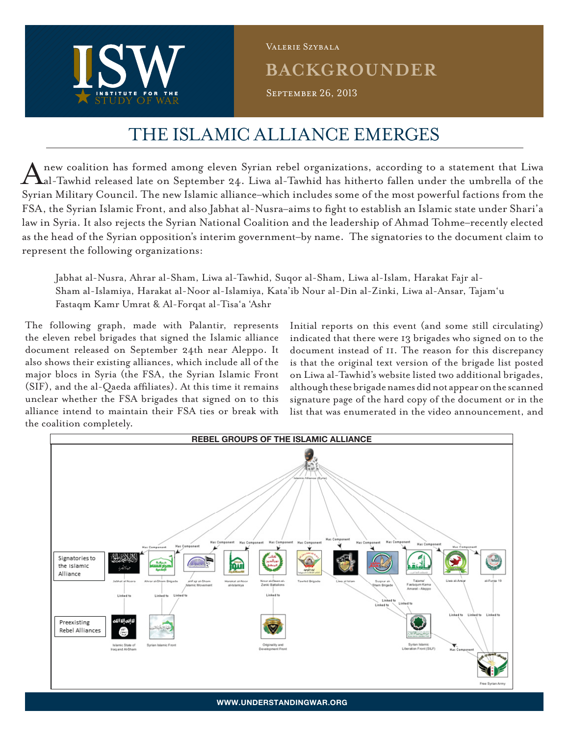Valerie Szybala

BACKGROUNDER

September 26, 2013

# THE ISLAMIC ALLIANCE EMERGES

A new coalition has formed among eleven Syrian rebel organizations, according to a statement that Liwa al-Tawhid released late on September 24. Liwa al-Tawhid has hitherto fallen under the umbrella of the Syrian Military Council. The new Islamic alliance–which includes some of the most powerful factions from the FSA, the Syrian Islamic Front, and also Jabhat al-Nusra–aims to fight to establish an Islamic state under Shari'a law in Syria. It also rejects the Syrian National Coalition and the leadership of Ahmad Tohme–recently elected as the head of the Syrian opposition's interim government–by name. The signatories to the document claim to represent the following organizations:

> Jabhat al-Nusra, Ahrar al-Sham, Liwa al-Tawhid, Suqor al-Sham, Liwa al-Islam, Harakat Fajr al-Sham al-Islamiya, Harakat al-Noor al-Islamiya, Kata'ib Nour al-Din al-Zinki, Liwa al-Ansar, Tajam'u Fastaqm Kamr Umrat & Al-Forqat al-Tisa'a 'Ashr

The following graph, made with Palantir, represents the eleven rebel brigades that signed the Islamic alliance document released on September 24th near Aleppo. It also shows their existing alliances, which include all of the major blocs in Syria (the FSA, the Syrian Islamic Front (SIF), and the al-Qaeda affiliates). At this time it remains unclear whether the FSA brigades that signed on to this alliance intend to maintain their FSA ties or break with the coalition completely.

Initial reports on this event (and some still circulating) indicated that there were 13 brigades who signed on to the document instead of 11. The reason for this discrepancy is that the original text version of the brigade list posted on Liwa al-Tawhid's website listed two additional brigades, although these brigade names did not appear on the scanned signature page of the hard copy of the document or in the list that was enumerated in the video announcement, and

**REBEL GROUPS OF THE ISLAMIC ALLIANCE**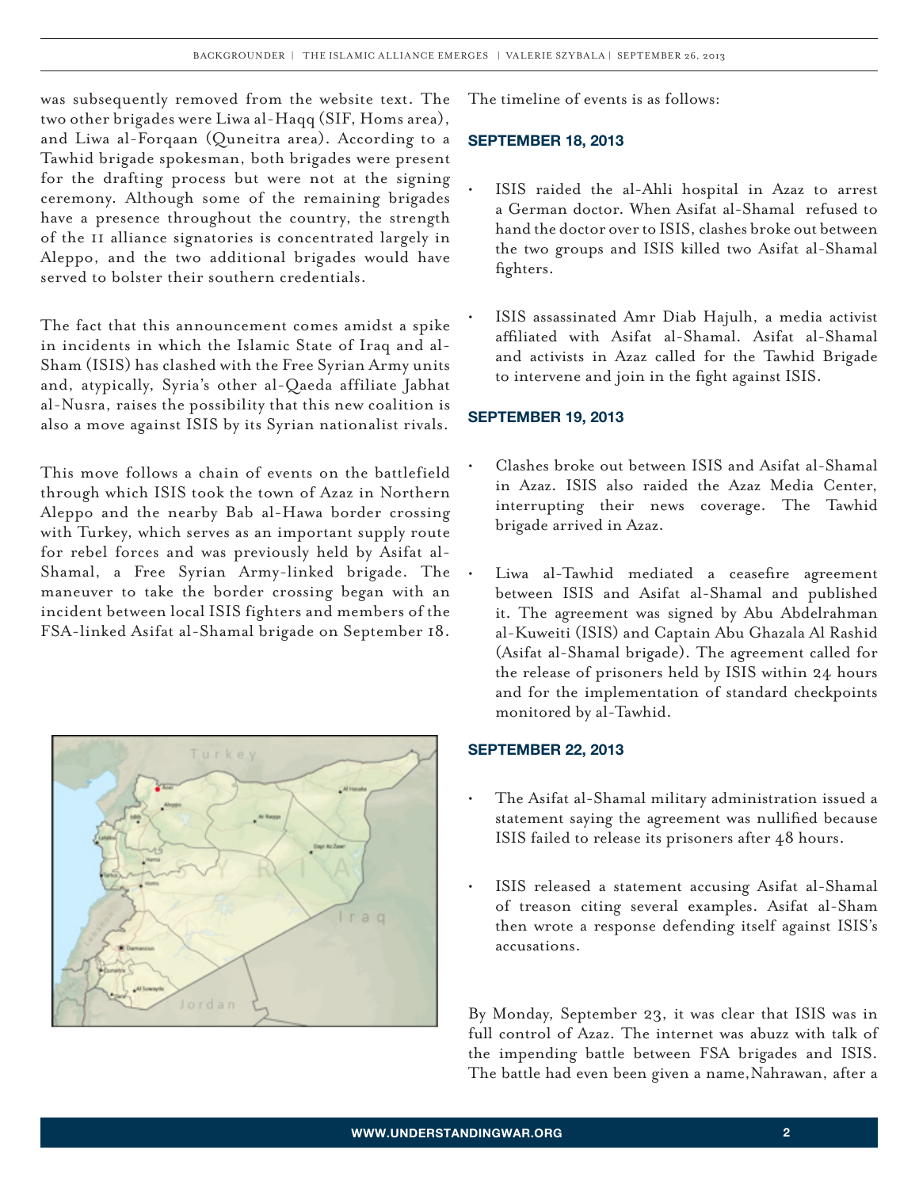was subsequently removed from the website text. The two other brigades were Liwa al-Haqq (SIF, Homs area), and Liwa al-Forqaan (Quneitra area). According to a Tawhid brigade spokesman, both brigades were present for the drafting process but were not at the signing ceremony. Although some of the remaining brigades have a presence throughout the country, the strength of the 11 alliance signatories is concentrated largely in Aleppo, and the two additional brigades would have served to bolster their southern credentials.

The fact that this announcement comes amidst a spike in incidents in which the Islamic State of Iraq and al-Sham (ISIS) has clashed with the Free Syrian Army units and, atypically, Syria's other al-Qaeda affiliate Jabhat al-Nusra, raises the possibility that this new coalition is also a move against ISIS by its Syrian nationalist rivals.

This move follows a chain of events on the battlefield through which ISIS took the town of Azaz in Northern Aleppo and the nearby Bab al-Hawa border crossing with Turkey, which serves as an important supply route for rebel forces and was previously held by Asifat al-Shamal, a Free Syrian Army-linked brigade. The maneuver to take the border crossing began with an incident between local ISIS fighters and members of the FSA-linked Asifat al-Shamal brigade on September 18.

The timeline of events is as follows:

### SEPTEMBER 18, 2013

- ISIS raided the al-Ahli hospital in Azaz to arrest a German doctor. When Asifat al-Shamal refused to hand the doctor over to ISIS, clashes broke out between the two groups and ISIS killed two Asifat al-Shamal fighters.
- ISIS assassinated Amr Diab Hajulh, a media activist affiliated with Asifat al-Shamal. Asifat al-Shamal and activists in Azaz called for the Tawhid Brigade to intervene and join in the fight against ISIS.

### SEPTEMBER 19, 2013

- Clashes broke out between ISIS and Asifat al-Shamal in Azaz. ISIS also raided the Azaz Media Center, interrupting their news coverage. The Tawhid brigade arrived in Azaz.
- Liwa al-Tawhid mediated a ceasefire agreement between ISIS and Asifat al-Shamal and published it. The agreement was signed by Abu Abdelrahman al-Kuweiti (ISIS) and Captain Abu Ghazala Al Rashid (Asifat al-Shamal brigade). The agreement called for the release of prisoners held by ISIS within 24 hours and for the implementation of standard checkpoints monitored by al-Tawhid.

### SEPTEMBER 22, 2013

- The Asifat al-Shamal military administration issued a statement saying the agreement was nullified because ISIS failed to release its prisoners after 48 hours.
- ISIS released a statement accusing Asifat al-Shamal of treason citing several examples. Asifat al-Sham then wrote a response defending itself against ISIS's accusations.

By Monday, September 23, it was clear that ISIS was in full control of Azaz. The internet was abuzz with talk of the impending battle between FSA brigades and ISIS. The battle had even been given a name, Nahrawan, after a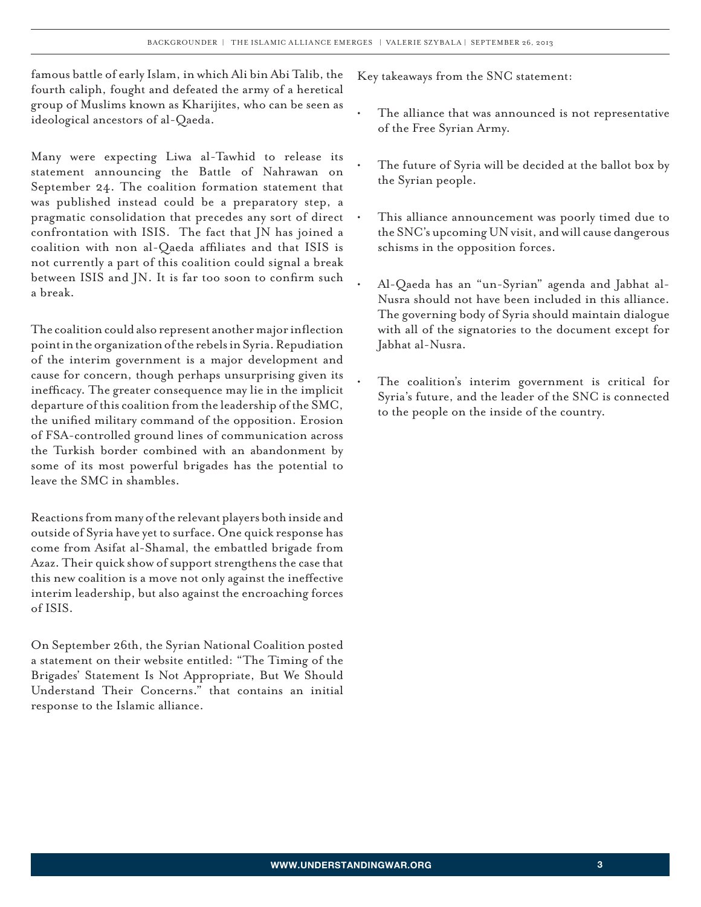famous battle of early Islam, in which Ali bin Abi Talib, the fourth caliph, fought and defeated the army of a heretical group of Muslims known as Kharijites, who can be seen as ideological ancestors of al-Qaeda.

Many were expecting Liwa al-Tawhid to release its statement announcing the Battle of Nahrawan on September 24. The coalition formation statement that was published instead could be a preparatory step, a pragmatic consolidation that precedes any sort of direct confrontation with ISIS. The fact that JN has joined a coalition with non al-Qaeda affiliates and that ISIS is not currently a part of this coalition could signal a break between ISIS and JN. It is far too soon to confirm such a break.

The coalition could also represent another major inflection point in the organization of the rebels in Syria. Repudiation of the interim government is a major development and cause for concern, though perhaps unsurprising given its inefficacy. The greater consequence may lie in the implicit departure of this coalition from the leadership of the SMC, the unified military command of the opposition. Erosion of FSA-controlled ground lines of communication across the Turkish border combined with an abandonment by some of its most powerful brigades has the potential to leave the SMC in shambles.

Reactions from many of the relevant players both inside and outside of Syria have yet to surface. One quick response has come from Asifat al-Shamal, the embattled brigade from Azaz. Their quick show of support strengthens the case that this new coalition is a move not only against the ineffective interim leadership, but also against the encroaching forces of ISIS.

On September 26th, the Syrian National Coalition posted a statement on their website entitled: "The Timing of the Brigades' Statement Is Not Appropriate, But We Should Understand Their Concerns." that contains an initial response to the Islamic alliance.

Key takeaways from the SNC statement:

- The alliance that was announced is not representative of the Free Syrian Army.
- The future of Syria will be decided at the ballot box by the Syrian people.
- This alliance announcement was poorly timed due to the SNC's upcoming UN visit, and will cause dangerous schisms in the opposition forces.
- Al-Qaeda has an "un-Syrian" agenda and Jabhat al-Nusra should not have been included in this alliance. The governing body of Syria should maintain dialogue with all of the signatories to the document except for Jabhat al-Nusra.
- The coalition's interim government is critical for Syria's future, and the leader of the SNC is connected to the people on the inside of the country.